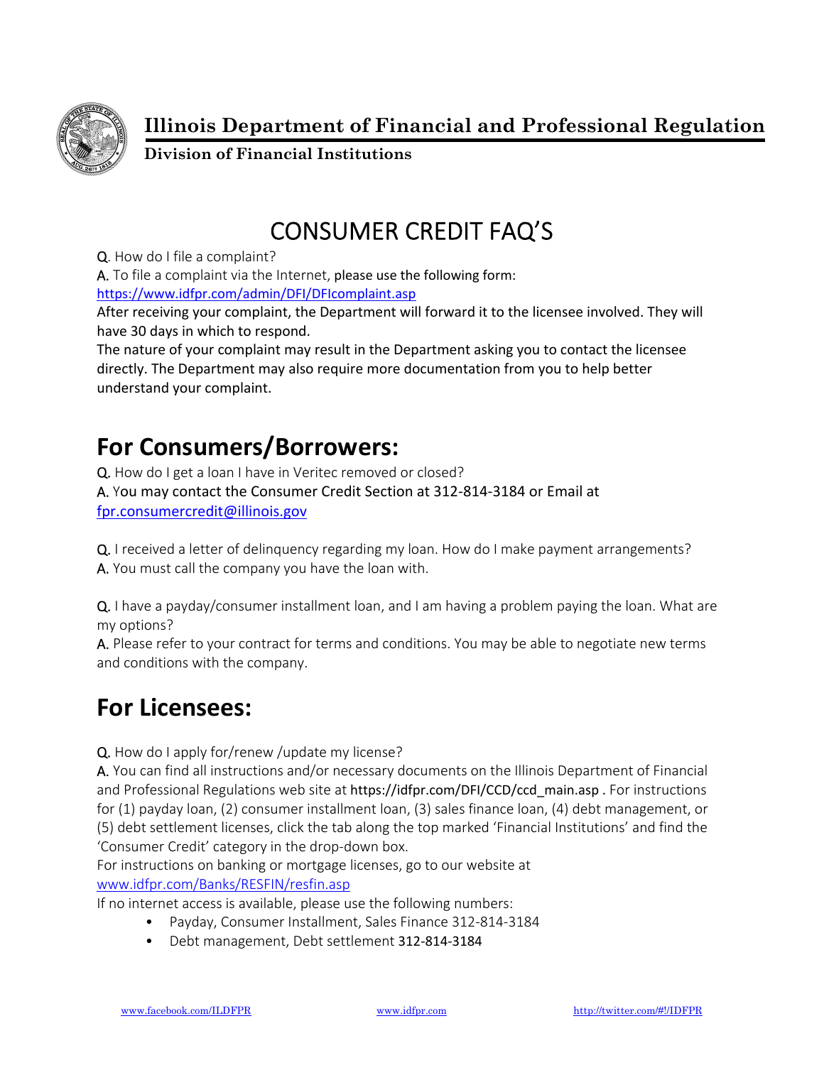**Illinois Department of Financial and Professional Regulation**

**Division of Financial Institutions**

# CONSUMER CREDIT FAQ'S

**Q.** How do I file a complaint?

**A.** To file a complaint via the Internet, please use the following form: https://www.idfpr.com/admin/DFI/DFIcomplaint.asp

After receiving your complaint, the Department will forward it to the licensee involved. They will have 30 days in which to respond.

The nature of your complaint may result in the Department asking you to contact the licensee directly. The Department may also require more documentation from you to help better understand your complaint.

## For Consumers/Borrowers:

**Q.** How do I get a loan I have in Veritec removed or closed?

**A.** You may contact the Consumer Credit Section at 312-814-3184 or Email at fpr.consumercredit@illinois.gov

**Q.** I received a letter of delinquency regarding my loan. How do I make payment arrangements?

**A.** You must call the company you have the loan with.

**Q.** I have a payday/consumer installment loan, and I am having a problem paying the loan. What are my options?

**A.** Please refer to your contract for terms and conditions. You may be able to negotiate new terms and conditions with the company.

## For Licensees:

**Q.** How do I apply for/renew /update my license?

**A.** You can find all instructions and/or necessary documents on the Illinois Department of Financial and Professional Regulations web site at https://idfpr.com/DFI/CCD/ccd_main.asp . For instructions for (1) payday loan, (2) consumer installment loan, (3) sales finance loan, (4) debt management, or (5) debt settlement licenses, click the tab along the top marked 'Financial Institutions' and find the 'Consumer Credit' category in the drop-down box.

For instructions on banking or mortgage licenses, go to our website at www.idfpr.com/Banks/RESFIN/resfin.asp

If no internet access is available, please use the following numbers:

- Payday, Consumer Installment, Sales Finance 312-814-3184
- Debt management, Debt settlement 312-814-3184

www.facebook.com/ILDFPR www.idfpr.com http://twitter.com/#!/IDFPR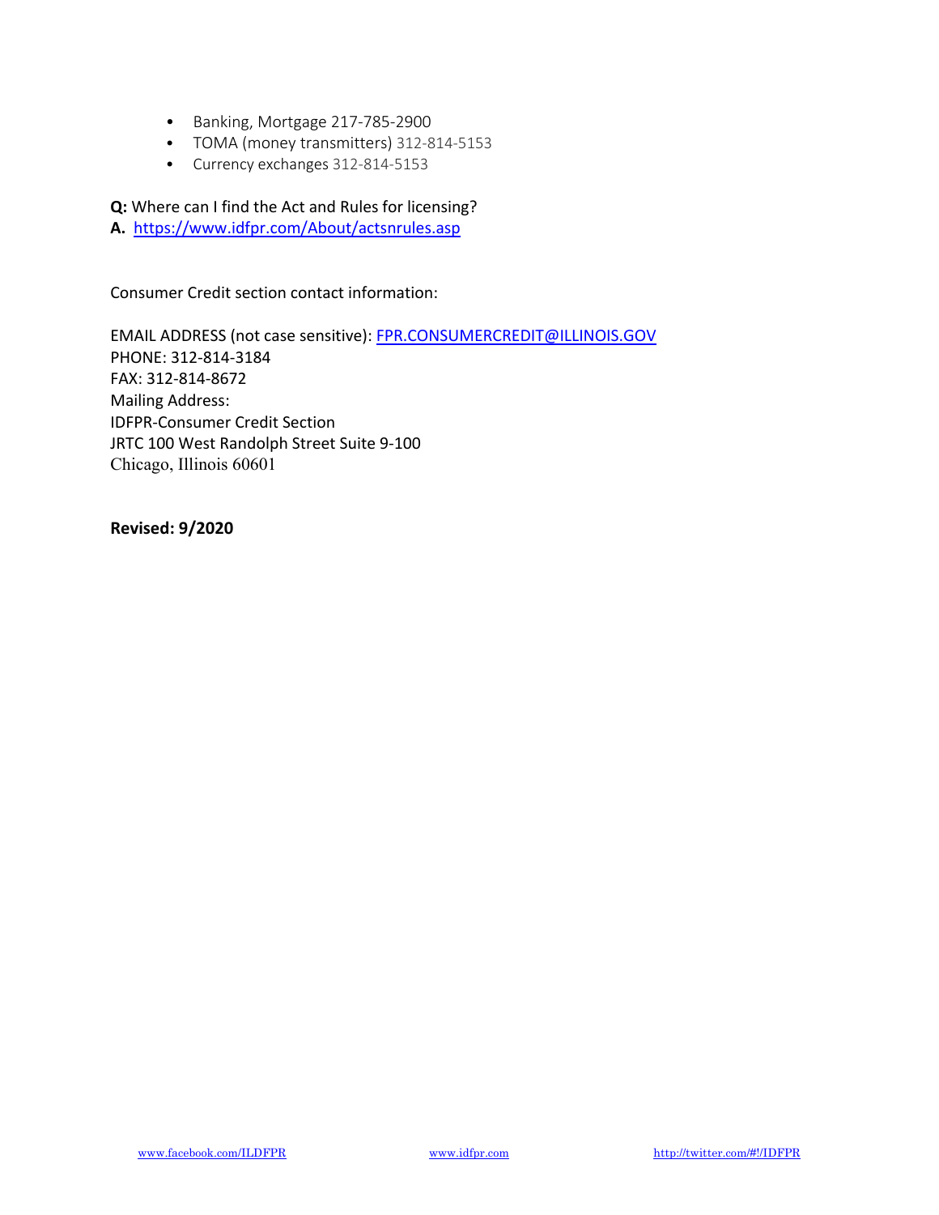- Banking, Mortgage 217-785-2900
- TOMA (money transmitters) 312-814-5153
- Currency exchanges 312-814-5153

**Q:** Where can I find the Act and Rules for licensing?
**A.** https://www.idfpr.com/About/actsnrules.asp

Consumer Credit section contact information:

EMAIL ADDRESS (not case sensitive): FPR.CONSUMERCREDIT@ILLINOIS.GOV
PHONE: 312-814-3184
FAX: 312-814-8672
Mailing Address:
IDFPR-Consumer Credit Section
JRTC 100 West Randolph Street Suite 9-100
Chicago, Illinois 60601

**Revised: 9/2020**

www.facebook.com/ILDFPR www.idfpr.com http://twitter.com/#!/IDFPR